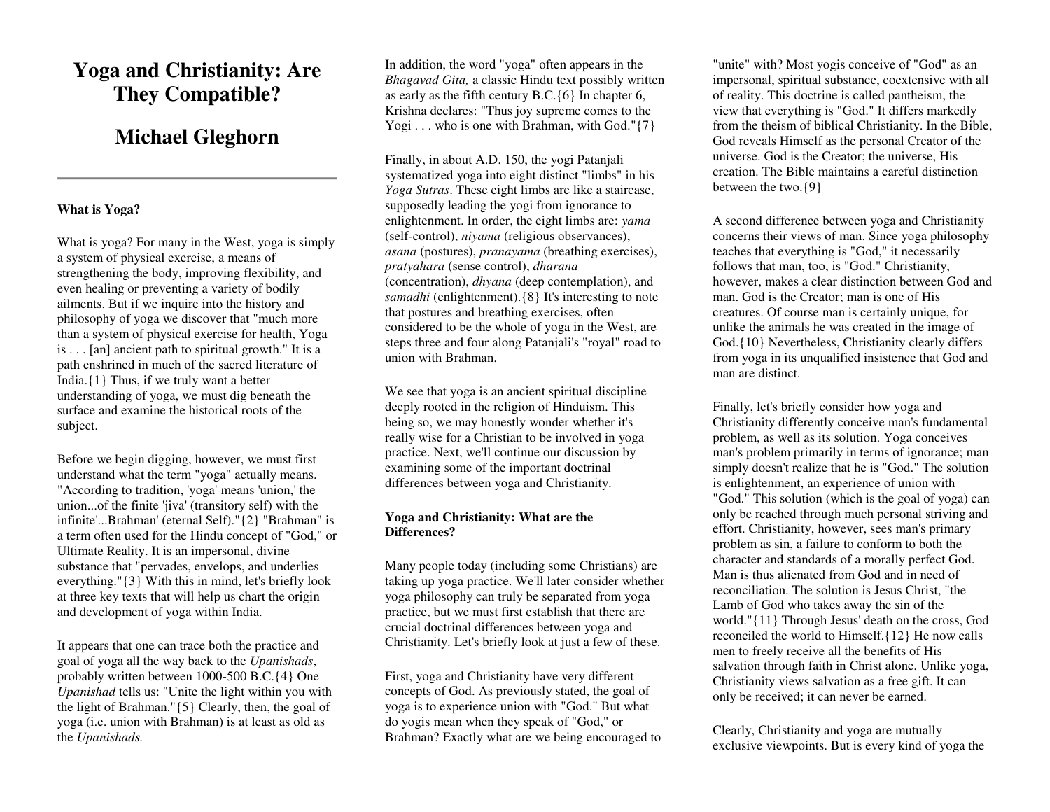# Yoga and Christianity: Are They Compatible?

## Michael Gleghorn

---

**What is Yoga?**

What is yoga? For many in the West, yoga is simply a system of physical exercise, a means of strengthening the body, improving flexibility, and even healing or preventing a variety of bodily ailments. But if we inquire into the history and philosophy of yoga we discover that "much more than a system of physical exercise for health, Yoga is . . . [an] ancient path to spiritual growth." It is a path enshrined in much of the sacred literature of India.{1} Thus, if we truly want a better understanding of yoga, we must dig beneath the surface and examine the historical roots of the subject.

Before we begin digging, however, we must first understand what the term "yoga" actually means. "According to tradition, 'yoga' means 'union,' the union...of the finite 'jiva' (transitory self) with the infinite'...Brahman' (eternal Self)."{2} "Brahman" is a term often used for the Hindu concept of "God," or Ultimate Reality. It is an impersonal, divine substance that "pervades, envelops, and underlies everything."{3} With this in mind, let's briefly look at three key texts that will help us chart the origin and development of yoga within India.

It appears that one can trace both the practice and goal of yoga all the way back to the *Upanishads*, probably written between 1000-500 B.C.{4} One *Upanishad* tells us: "Unite the light within you with the light of Brahman."{5} Clearly, then, the goal of yoga (i.e. union with Brahman) is at least as old as the *Upanishads.*

In addition, the word "yoga" often appears in the *Bhagavad Gita,* a classic Hindu text possibly written as early as the fifth century B.C.{6} In chapter 6, Krishna declares: "Thus joy supreme comes to the Yogi . . . who is one with Brahman, with God."{7}

Finally, in about A.D. 150, the yogi Patanjali systematized yoga into eight distinct "limbs" in his *Yoga Sutras*. These eight limbs are like a staircase, supposedly leading the yogi from ignorance to enlightenment. In order, the eight limbs are: *yama* (self-control), *niyama* (religious observances), *asana* (postures), *pranayama* (breathing exercises), *pratyahara* (sense control), *dharana* (concentration), *dhyana* (deep contemplation), and *samadhi* (enlightenment).{8} It's interesting to note that postures and breathing exercises, often considered to be the whole of yoga in the West, are steps three and four along Patanjali's "royal" road to union with Brahman.

We see that yoga is an ancient spiritual discipline deeply rooted in the religion of Hinduism. This being so, we may honestly wonder whether it's really wise for a Christian to be involved in yoga practice. Next, we'll continue our discussion by examining some of the important doctrinal differences between yoga and Christianity.

**Yoga and Christianity: What are the Differences?**

Many people today (including some Christians) are taking up yoga practice. We'll later consider whether yoga philosophy can truly be separated from yoga practice, but we must first establish that there are crucial doctrinal differences between yoga and Christianity. Let's briefly look at just a few of these.

First, yoga and Christianity have very different concepts of God. As previously stated, the goal of yoga is to experience union with "God." But what do yogis mean when they speak of "God," or Brahman? Exactly what are we being encouraged to "unite" with? Most yogis conceive of "God" as an impersonal, spiritual substance, coextensive with all of reality. This doctrine is called pantheism, the view that everything is "God." It differs markedly from the theism of biblical Christianity. In the Bible, God reveals Himself as the personal Creator of the universe. God is the Creator; the universe, His creation. The Bible maintains a careful distinction between the two.{9}

A second difference between yoga and Christianity concerns their views of man. Since yoga philosophy teaches that everything is "God," it necessarily follows that man, too, is "God." Christianity, however, makes a clear distinction between God and man. God is the Creator; man is one of His creatures. Of course man is certainly unique, for unlike the animals he was created in the image of God.{10} Nevertheless, Christianity clearly differs from yoga in its unqualified insistence that God and man are distinct.

Finally, let's briefly consider how yoga and Christianity differently conceive man's fundamental problem, as well as its solution. Yoga conceives man's problem primarily in terms of ignorance; man simply doesn't realize that he is "God." The solution is enlightenment, an experience of union with "God." This solution (which is the goal of yoga) can only be reached through much personal striving and effort. Christianity, however, sees man's primary problem as sin, a failure to conform to both the character and standards of a morally perfect God. Man is thus alienated from God and in need of reconciliation. The solution is Jesus Christ, "the Lamb of God who takes away the sin of the world."{11} Through Jesus' death on the cross, God reconciled the world to Himself.{12} He now calls men to freely receive all the benefits of His salvation through faith in Christ alone. Unlike yoga, Christianity views salvation as a free gift. It can only be received; it can never be earned.

Clearly, Christianity and yoga are mutually exclusive viewpoints. But is every kind of yoga the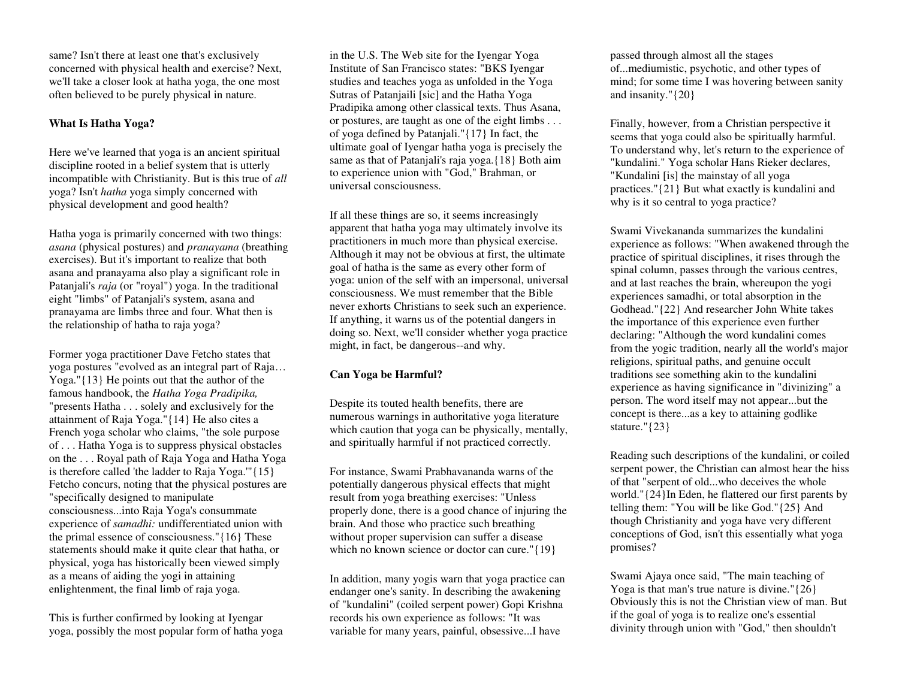same? Isn't there at least one that's exclusively concerned with physical health and exercise? Next, we'll take a closer look at hatha yoga, the one most often believed to be purely physical in nature.

**What Is Hatha Yoga?**

Here we've learned that yoga is an ancient spiritual discipline rooted in a belief system that is utterly incompatible with Christianity. But is this true of *all* yoga? Isn't *hatha* yoga simply concerned with physical development and good health?

Hatha yoga is primarily concerned with two things: *asana* (physical postures) and *pranayama* (breathing exercises). But it's important to realize that both asana and pranayama also play a significant role in Patanjali's *raja* (or "royal") yoga. In the traditional eight "limbs" of Patanjali's system, asana and pranayama are limbs three and four. What then is the relationship of hatha to raja yoga?

Former yoga practitioner Dave Fetcho states that yoga postures "evolved as an integral part of Raja… Yoga."{13} He points out that the author of the famous handbook, the *Hatha Yoga Pradipika,* "presents Hatha . . . solely and exclusively for the attainment of Raja Yoga."{14} He also cites a French yoga scholar who claims, "the sole purpose of . . . Hatha Yoga is to suppress physical obstacles on the . . . Royal path of Raja Yoga and Hatha Yoga is therefore called 'the ladder to Raja Yoga.'"{15} Fetcho concurs, noting that the physical postures are "specifically designed to manipulate consciousness...into Raja Yoga's consummate experience of *samadhi:* undifferentiated union with the primal essence of consciousness."{16} These statements should make it quite clear that hatha, or physical, yoga has historically been viewed simply as a means of aiding the yogi in attaining enlightenment, the final limb of raja yoga.

This is further confirmed by looking at Iyengar yoga, possibly the most popular form of hatha yoga in the U.S. The Web site for the Iyengar Yoga Institute of San Francisco states: "BKS Iyengar studies and teaches yoga as unfolded in the Yoga Sutras of Patanjaili [sic] and the Hatha Yoga Pradipika among other classical texts. Thus Asana, or postures, are taught as one of the eight limbs . . . of yoga defined by Patanjali."{17} In fact, the ultimate goal of Iyengar hatha yoga is precisely the same as that of Patanjali's raja yoga.{18} Both aim to experience union with "God," Brahman, or universal consciousness.

If all these things are so, it seems increasingly apparent that hatha yoga may ultimately involve its practitioners in much more than physical exercise. Although it may not be obvious at first, the ultimate goal of hatha is the same as every other form of yoga: union of the self with an impersonal, universal consciousness. We must remember that the Bible never exhorts Christians to seek such an experience. If anything, it warns us of the potential dangers in doing so. Next, we'll consider whether yoga practice might, in fact, be dangerous--and why.

**Can Yoga be Harmful?**

Despite its touted health benefits, there are numerous warnings in authoritative yoga literature which caution that yoga can be physically, mentally, and spiritually harmful if not practiced correctly.

For instance, Swami Prabhavananda warns of the potentially dangerous physical effects that might result from yoga breathing exercises: "Unless properly done, there is a good chance of injuring the brain. And those who practice such breathing without proper supervision can suffer a disease which no known science or doctor can cure."{19}

In addition, many yogis warn that yoga practice can endanger one's sanity. In describing the awakening of "kundalini" (coiled serpent power) Gopi Krishna records his own experience as follows: "It was variable for many years, painful, obsessive...I have passed through almost all the stages of...mediumistic, psychotic, and other types of mind; for some time I was hovering between sanity and insanity."{20}

Finally, however, from a Christian perspective it seems that yoga could also be spiritually harmful. To understand why, let's return to the experience of "kundalini." Yoga scholar Hans Rieker declares, "Kundalini [is] the mainstay of all yoga practices."{21} But what exactly is kundalini and why is it so central to yoga practice?

Swami Vivekananda summarizes the kundalini experience as follows: "When awakened through the practice of spiritual disciplines, it rises through the spinal column, passes through the various centres, and at last reaches the brain, whereupon the yogi experiences samadhi, or total absorption in the Godhead."{22} And researcher John White takes the importance of this experience even further declaring: "Although the word kundalini comes from the yogic tradition, nearly all the world's major religions, spiritual paths, and genuine occult traditions see something akin to the kundalini experience as having significance in "divinizing" a person. The word itself may not appear...but the concept is there...as a key to attaining godlike stature."{23}

Reading such descriptions of the kundalini, or coiled serpent power, the Christian can almost hear the hiss of that "serpent of old...who deceives the whole world."{24}In Eden, he flattered our first parents by telling them: "You will be like God."{25} And though Christianity and yoga have very different conceptions of God, isn't this essentially what yoga promises?

Swami Ajaya once said, "The main teaching of Yoga is that man's true nature is divine."{26} Obviously this is not the Christian view of man. But if the goal of yoga is to realize one's essential divinity through union with "God," then shouldn't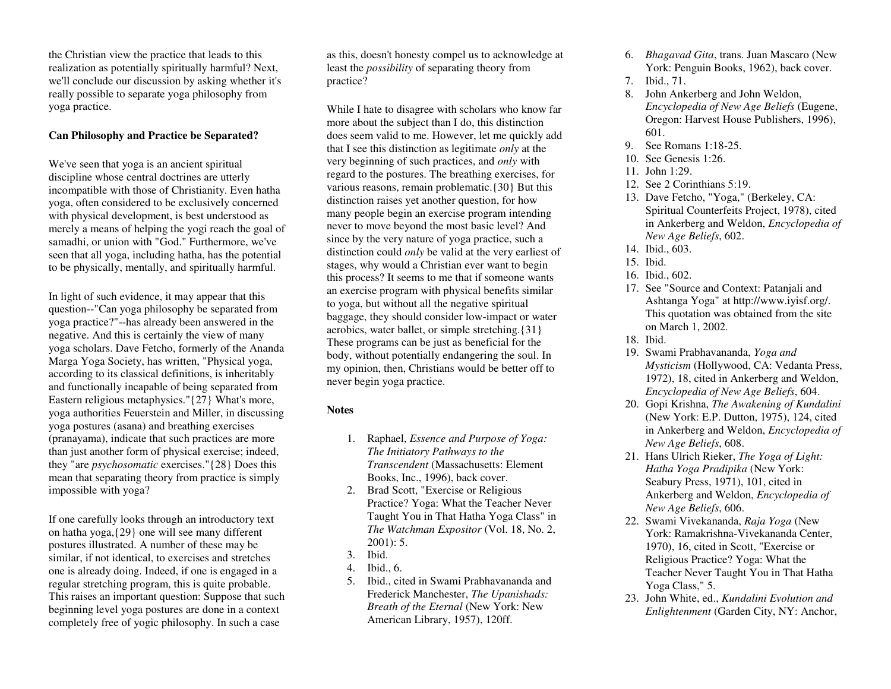the Christian view the practice that leads to this realization as potentially spiritually harmful? Next, we'll conclude our discussion by asking whether it's really possible to separate yoga philosophy from yoga practice.

**Can Philosophy and Practice be Separated?**

We've seen that yoga is an ancient spiritual discipline whose central doctrines are utterly incompatible with those of Christianity. Even hatha yoga, often considered to be exclusively concerned with physical development, is best understood as merely a means of helping the yogi reach the goal of samadhi, or union with "God." Furthermore, we've seen that all yoga, including hatha, has the potential to be physically, mentally, and spiritually harmful.

In light of such evidence, it may appear that this question--"Can yoga philosophy be separated from yoga practice?"--has already been answered in the negative. And this is certainly the view of many yoga scholars. Dave Fetcho, formerly of the Ananda Marga Yoga Society, has written, "Physical yoga, according to its classical definitions, is inheritably and functionally incapable of being separated from Eastern religious metaphysics."{27} What's more, yoga authorities Feuerstein and Miller, in discussing yoga postures (asana) and breathing exercises (pranayama), indicate that such practices are more than just another form of physical exercise; indeed, they "are *psychosomatic* exercises."{28} Does this mean that separating theory from practice is simply impossible with yoga?

If one carefully looks through an introductory text on hatha yoga,{29} one will see many different postures illustrated. A number of these may be similar, if not identical, to exercises and stretches one is already doing. Indeed, if one is engaged in a regular stretching program, this is quite probable. This raises an important question: Suppose that such beginning level yoga postures are done in a context completely free of yogic philosophy. In such a case as this, doesn't honesty compel us to acknowledge at least the *possibility* of separating theory from practice?

While I hate to disagree with scholars who know far more about the subject than I do, this distinction does seem valid to me. However, let me quickly add that I see this distinction as legitimate *only* at the very beginning of such practices, and *only* with regard to the postures. The breathing exercises, for various reasons, remain problematic.{30} But this distinction raises yet another question, for how many people begin an exercise program intending never to move beyond the most basic level? And since by the very nature of yoga practice, such a distinction could *only* be valid at the very earliest of stages, why would a Christian ever want to begin this process? It seems to me that if someone wants an exercise program with physical benefits similar to yoga, but without all the negative spiritual baggage, they should consider low-impact or water aerobics, water ballet, or simple stretching.{31} These programs can be just as beneficial for the body, without potentially endangering the soul. In my opinion, then, Christians would be better off to never begin yoga practice.

**Notes**

1. Raphael, *Essence and Purpose of Yoga: The Initiatory Pathways to the Transcendent* (Massachusetts: Element Books, Inc., 1996), back cover.
2. Brad Scott, "Exercise or Religious Practice? Yoga: What the Teacher Never Taught You in That Hatha Yoga Class" in *The Watchman Expositor* (Vol. 18, No. 2, 2001): 5.
3. Ibid.
4. Ibid., 6.
5. Ibid., cited in Swami Prabhavananda and Frederick Manchester, *The Upanishads: Breath of the Eternal* (New York: New American Library, 1957), 120ff.
6. *Bhagavad Gita*, trans. Juan Mascaro (New York: Penguin Books, 1962), back cover.
7. Ibid., 71.
8. John Ankerberg and John Weldon, *Encyclopedia of New Age Beliefs* (Eugene, Oregon: Harvest House Publishers, 1996), 601.
9. See Romans 1:18-25.
10. See Genesis 1:26.
11. John 1:29.
12. See 2 Corinthians 5:19.
13. Dave Fetcho, "Yoga," (Berkeley, CA: Spiritual Counterfeits Project, 1978), cited in Ankerberg and Weldon, *Encyclopedia of New Age Beliefs*, 602.
14. Ibid., 603.
15. Ibid.
16. Ibid., 602.
17. See "Source and Context: Patanjali and Ashtanga Yoga" at http://www.iyisf.org/. This quotation was obtained from the site on March 1, 2002.
18. Ibid.
19. Swami Prabhavananda, *Yoga and Mysticism* (Hollywood, CA: Vedanta Press, 1972), 18, cited in Ankerberg and Weldon, *Encyclopedia of New Age Beliefs*, 604.
20. Gopi Krishna, *The Awakening of Kundalini* (New York: E.P. Dutton, 1975), 124, cited in Ankerberg and Weldon, *Encyclopedia of New Age Beliefs*, 608.
21. Hans Ulrich Rieker, *The Yoga of Light: Hatha Yoga Pradipika* (New York: Seabury Press, 1971), 101, cited in Ankerberg and Weldon, *Encyclopedia of New Age Beliefs*, 606.
22. Swami Vivekananda, *Raja Yoga* (New York: Ramakrishna-Vivekananda Center, 1970), 16, cited in Scott, "Exercise or Religious Practice? Yoga: What the Teacher Never Taught You in That Hatha Yoga Class," 5.
23. John White, ed., *Kundalini Evolution and Enlightenment* (Garden City, NY: Anchor,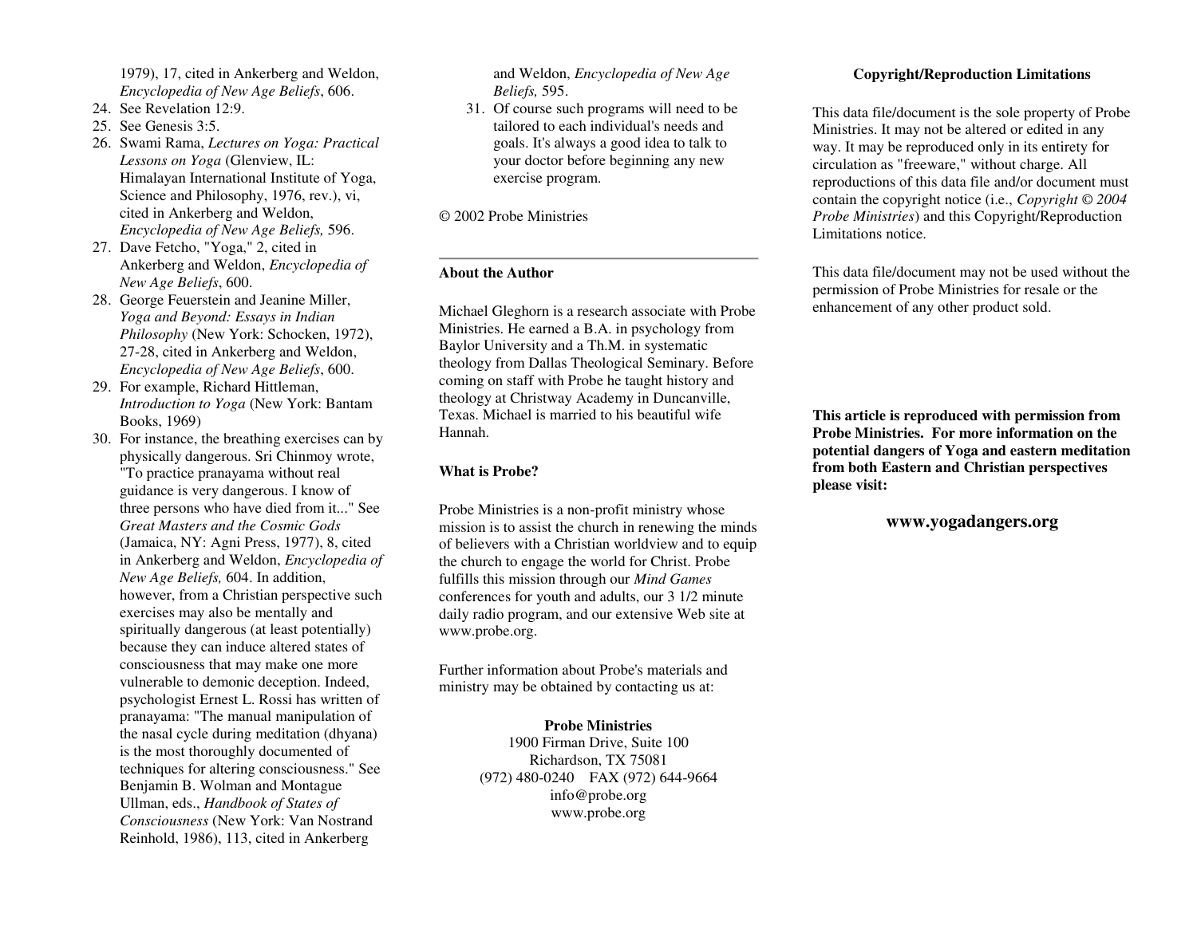1979), 17, cited in Ankerberg and Weldon, *Encyclopedia of New Age Beliefs*, 606.

24. See Revelation 12:9.
25. See Genesis 3:5.
26. Swami Rama, *Lectures on Yoga: Practical Lessons on Yoga* (Glenview, IL: Himalayan International Institute of Yoga, Science and Philosophy, 1976, rev.), vi, cited in Ankerberg and Weldon, *Encyclopedia of New Age Beliefs,* 596.
27. Dave Fetcho, "Yoga," 2, cited in Ankerberg and Weldon, *Encyclopedia of New Age Beliefs*, 600.
28. George Feuerstein and Jeanine Miller, *Yoga and Beyond: Essays in Indian Philosophy* (New York: Schocken, 1972), 27-28, cited in Ankerberg and Weldon, *Encyclopedia of New Age Beliefs*, 600.
29. For example, Richard Hittleman, *Introduction to Yoga* (New York: Bantam Books, 1969)
30. For instance, the breathing exercises can by physically dangerous. Sri Chinmoy wrote, "To practice pranayama without real guidance is very dangerous. I know of three persons who have died from it..." See *Great Masters and the Cosmic Gods* (Jamaica, NY: Agni Press, 1977), 8, cited in Ankerberg and Weldon, *Encyclopedia of New Age Beliefs,* 604. In addition, however, from a Christian perspective such exercises may also be mentally and spiritually dangerous (at least potentially) because they can induce altered states of consciousness that may make one more vulnerable to demonic deception. Indeed, psychologist Ernest L. Rossi has written of pranayama: "The manual manipulation of the nasal cycle during meditation (dhyana) is the most thoroughly documented of techniques for altering consciousness." See Benjamin B. Wolman and Montague Ullman, eds., *Handbook of States of Consciousness* (New York: Van Nostrand Reinhold, 1986), 113, cited in Ankerberg and Weldon, *Encyclopedia of New Age Beliefs,* 595.
31. Of course such programs will need to be tailored to each individual's needs and goals. It's always a good idea to talk to your doctor before beginning any new exercise program.

© 2002 Probe Ministries

---

**About the Author**

Michael Gleghorn is a research associate with Probe Ministries. He earned a B.A. in psychology from Baylor University and a Th.M. in systematic theology from Dallas Theological Seminary. Before coming on staff with Probe he taught history and theology at Christway Academy in Duncanville, Texas. Michael is married to his beautiful wife Hannah.

**What is Probe?**

Probe Ministries is a non-profit ministry whose mission is to assist the church in renewing the minds of believers with a Christian worldview and to equip the church to engage the world for Christ. Probe fulfills this mission through our *Mind Games* conferences for youth and adults, our 3 1/2 minute daily radio program, and our extensive Web site at www.probe.org.

Further information about Probe's materials and ministry may be obtained by contacting us at:

**Probe Ministries**
1900 Firman Drive, Suite 100
Richardson, TX 75081
(972) 480-0240 FAX (972) 644-9664
info@probe.org
www.probe.org

**Copyright/Reproduction Limitations**

This data file/document is the sole property of Probe Ministries. It may not be altered or edited in any way. It may be reproduced only in its entirety for circulation as "freeware," without charge. All reproductions of this data file and/or document must contain the copyright notice (i.e., *Copyright © 2004 Probe Ministries*) and this Copyright/Reproduction Limitations notice.

This data file/document may not be used without the permission of Probe Ministries for resale or the enhancement of any other product sold.

**This article is reproduced with permission from Probe Ministries. For more information on the potential dangers of Yoga and eastern meditation from both Eastern and Christian perspectives please visit:**

**www.yogadangers.org**